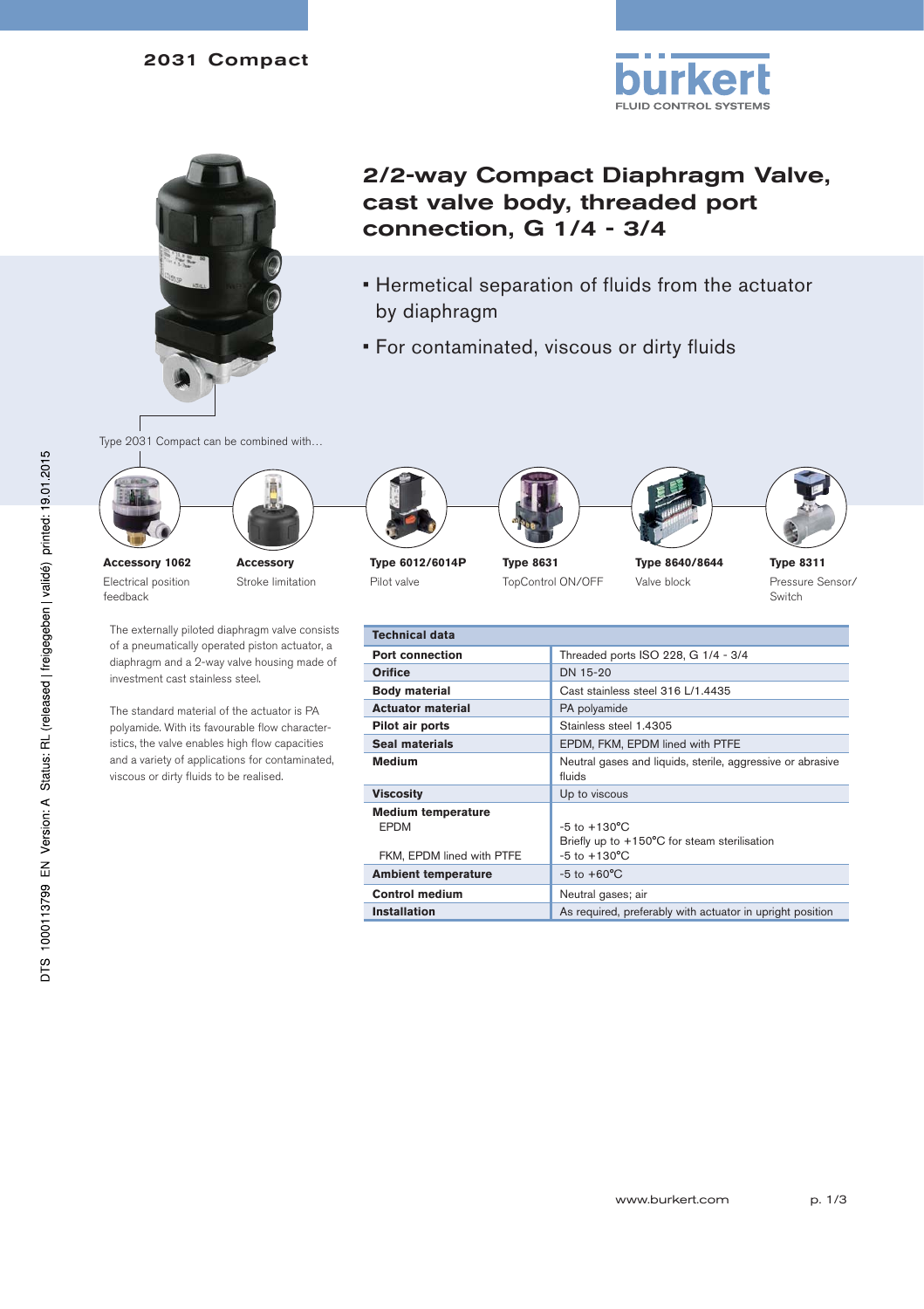2031 Compact

# 2/2-way Compact Diaphragm Valve, cast valve body, threaded port connection, G 1/4 - 3/4

- Hermetical separation of fluids from the actuator by diaphragm
- For contaminated, viscous or dirty fluids

Type 2031 Compact can be combined with…

**Accessory 1062**
Electrical position feedback

**Accessory**
Stroke limitation

**Type 6012/6014P**
Pilot valve

**Type 8631**
TopControl ON/OFF

**Type 8640/8644**
Valve block

**Type 8311**
Pressure Sensor/ Switch

The externally piloted diaphragm valve consists of a pneumatically operated piston actuator, a diaphragm and a 2-way valve housing made of investment cast stainless steel.

The standard material of the actuator is PA polyamide. With its favourable flow characteristics, the valve enables high flow capacities and a variety of applications for contaminated, viscous or dirty fluids to be realised.

| Technical data | |
|---|---|
| **Port connection** | Threaded ports ISO 228, G 1/4 - 3/4 |
| **Orifice** | DN 15-20 |
| **Body material** | Cast stainless steel 316 L/1.4435 |
| **Actuator material** | PA polyamide |
| **Pilot air ports** | Stainless steel 1.4305 |
| **Seal materials** | EPDM, FKM, EPDM lined with PTFE |
| **Medium** | Neutral gases and liquids, sterile, aggressive or abrasive fluids |
| **Viscosity** | Up to viscous |
| **Medium temperature** | |
| EPDM | -5 to +130°C<br>Briefly up to +150°C for steam sterilisation |
| FKM, EPDM lined with PTFE | -5 to +130°C |
| **Ambient temperature** | -5 to +60°C |
| **Control medium** | Neutral gases; air |
| **Installation** | As required, preferably with actuator in upright position |

DTS 1000113799 EN Version: A Status: RL (released | freigegeben | validé) printed: 19.01.2015

www.burkert.com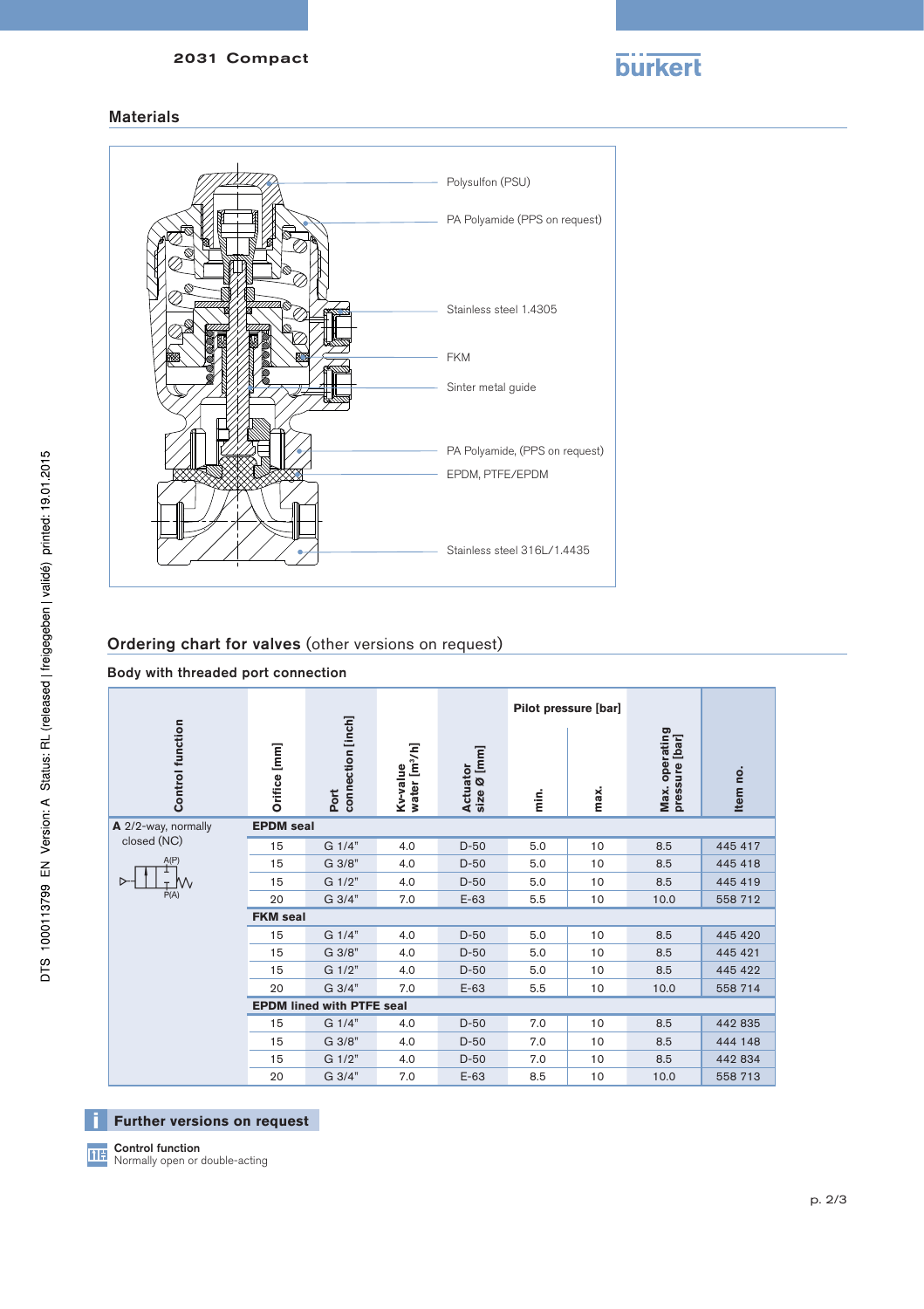## Materials

Polysulfon (PSU)

PA Polyamide (PPS on request)

Stainless steel 1.4305

FKM

Sinter metal guide

PA Polyamide, (PPS on request)

EPDM, PTFE/EPDM

Stainless steel 316L/1.4435

## Ordering chart for valves (other versions on request)

### Body with threaded port connection

| Control function | Orifice [mm] | Port connection [inch] | Kv-value water [m³/h] | Actuator size Ø [mm] | Pilot pressure [bar] | | Max. operating pressure [bar] | Item no. |
|---|---|---|---|---|---|---|---|---|
| | | | | | min. | max. | | |
| **A** 2/2-way, normally closed (NC) | **EPDM seal** | | | | | | | |
| | 15 | G 1/4" | 4.0 | D-50 | 5.0 | 10 | 8.5 | 445 417 |
| | 15 | G 3/8" | 4.0 | D-50 | 5.0 | 10 | 8.5 | 445 418 |
| | 15 | G 1/2" | 4.0 | D-50 | 5.0 | 10 | 8.5 | 445 419 |
| | 20 | G 3/4" | 7.0 | E-63 | 5.5 | 10 | 10.0 | 558 712 |
| | **FKM seal** | | | | | | | |
| | 15 | G 1/4" | 4.0 | D-50 | 5.0 | 10 | 8.5 | 445 420 |
| | 15 | G 3/8" | 4.0 | D-50 | 5.0 | 10 | 8.5 | 445 421 |
| | 15 | G 1/2" | 4.0 | D-50 | 5.0 | 10 | 8.5 | 445 422 |
| | 20 | G 3/4" | 7.0 | E-63 | 5.5 | 10 | 10.0 | 558 714 |
| | **EPDM lined with PTFE seal** | | | | | | | |
| | 15 | G 1/4" | 4.0 | D-50 | 7.0 | 10 | 8.5 | 442 835 |
| | 15 | G 3/8" | 4.0 | D-50 | 7.0 | 10 | 8.5 | 444 148 |
| | 15 | G 1/2" | 4.0 | D-50 | 7.0 | 10 | 8.5 | 442 834 |
| | 20 | G 3/4" | 7.0 | E-63 | 8.5 | 10 | 10.0 | 558 713 |

### Further versions on request

**Control function**
Normally open or double-acting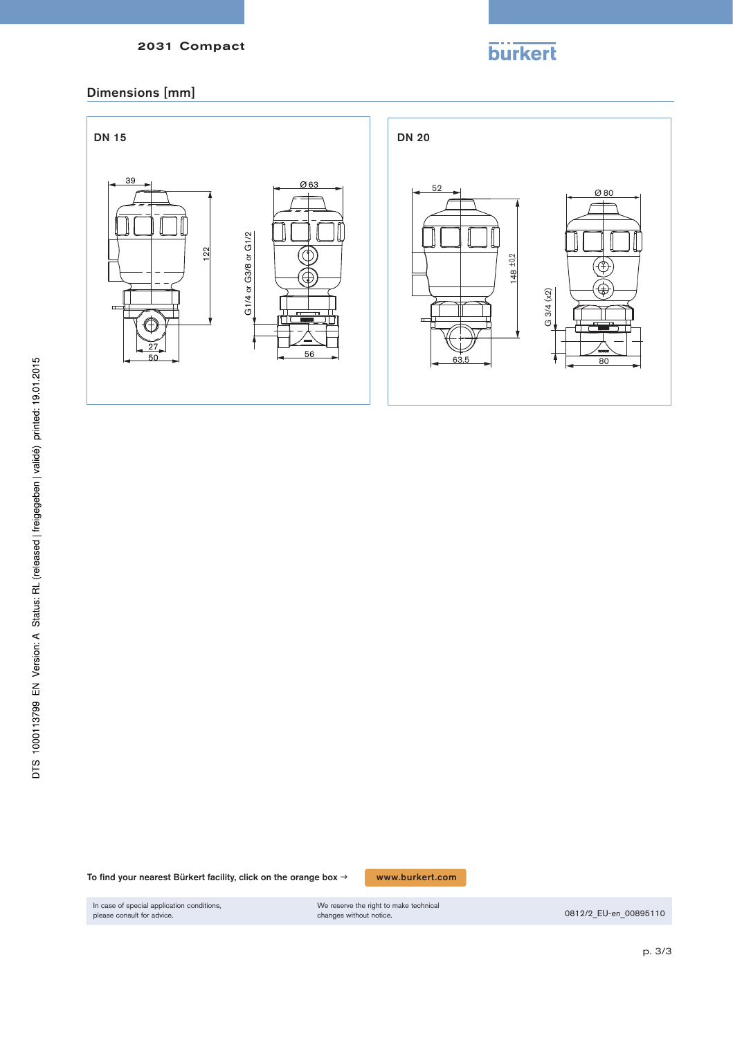## Dimensions [mm]

### DN 15

39

122

G1/4 or G3/8 or G1/2

Ø 63

27

50

56

### DN 20

52

148 ±0.2

G 3/4 (x2)

Ø 80

63,5

80

To find your nearest Bürkert facility, click on the orange box →

www.burkert.com

In case of special application conditions, please consult for advice.

We reserve the right to make technical changes without notice.

0812/2_EU-en_00895110